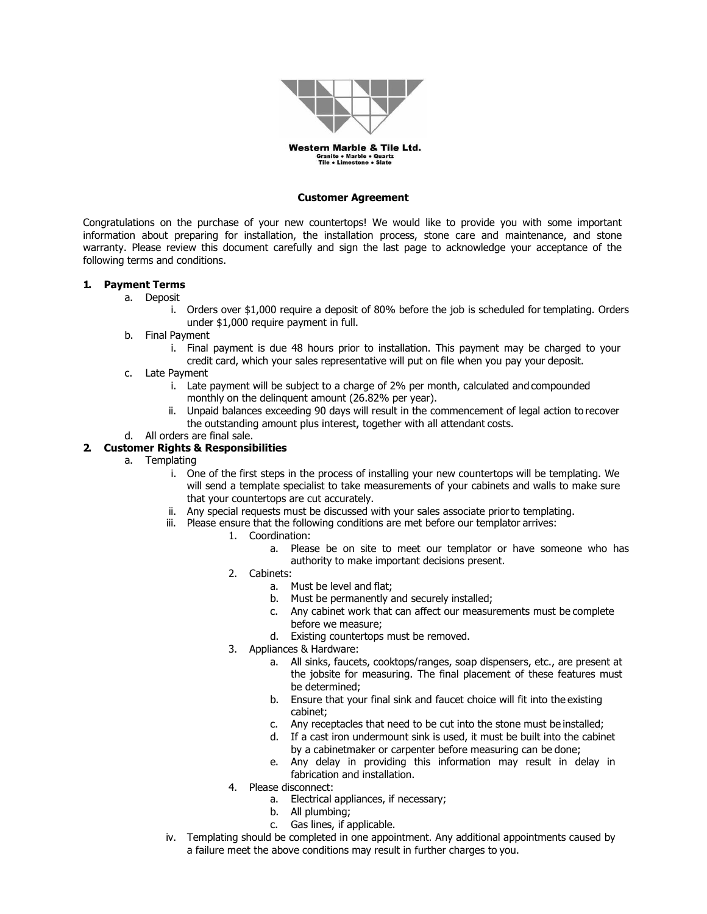**Western Marble & Tile Ltd.**
Granite • Marble • Quartz
Tile • Limestone • Slate

## Customer Agreement

Congratulations on the purchase of your new countertops! We would like to provide you with some important information about preparing for installation, the installation process, stone care and maintenance, and stone warranty. Please review this document carefully and sign the last page to acknowledge your acceptance of the following terms and conditions.

1. **Payment Terms**
    a. Deposit
        i. Orders over $1,000 require a deposit of 80% before the job is scheduled for templating. Orders under $1,000 require payment in full.
    b. Final Payment
        i. Final payment is due 48 hours prior to installation. This payment may be charged to your credit card, which your sales representative will put on file when you pay your deposit.
    c. Late Payment
        i. Late payment will be subject to a charge of 2% per month, calculated and compounded monthly on the delinquent amount (26.82% per year).
        ii. Unpaid balances exceeding 90 days will result in the commencement of legal action to recover the outstanding amount plus interest, together with all attendant costs.
    d. All orders are final sale.
2. **Customer Rights & Responsibilities**
    a. Templating
        i. One of the first steps in the process of installing your new countertops will be templating. We will send a template specialist to take measurements of your cabinets and walls to make sure that your countertops are cut accurately.
        ii. Any special requests must be discussed with your sales associate prior to templating.
        iii. Please ensure that the following conditions are met before our templator arrives:
            1. Coordination:
                a. Please be on site to meet our templator or have someone who has authority to make important decisions present.
            2. Cabinets:
                a. Must be level and flat;
                b. Must be permanently and securely installed;
                c. Any cabinet work that can affect our measurements must be complete before we measure;
                d. Existing countertops must be removed.
            3. Appliances & Hardware:
                a. All sinks, faucets, cooktops/ranges, soap dispensers, etc., are present at the jobsite for measuring. The final placement of these features must be determined;
                b. Ensure that your final sink and faucet choice will fit into the existing cabinet;
                c. Any receptacles that need to be cut into the stone must be installed;
                d. If a cast iron undermount sink is used, it must be built into the cabinet by a cabinetmaker or carpenter before measuring can be done;
                e. Any delay in providing this information may result in delay in fabrication and installation.
            4. Please disconnect:
                a. Electrical appliances, if necessary;
                b. All plumbing;
                c. Gas lines, if applicable.
        iv. Templating should be completed in one appointment. Any additional appointments caused by a failure meet the above conditions may result in further charges to you.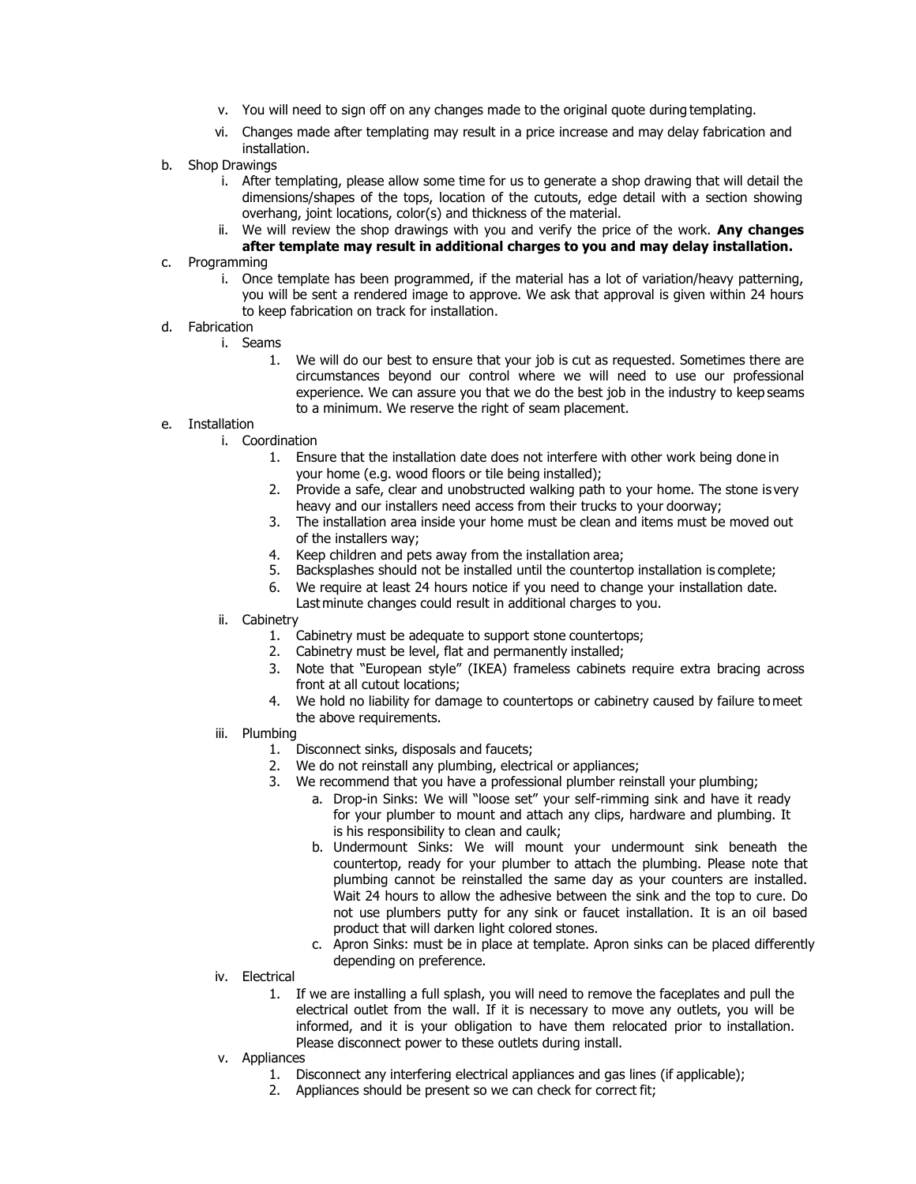v. You will need to sign off on any changes made to the original quote during templating.

vi. Changes made after templating may result in a price increase and may delay fabrication and installation.

b. Shop Drawings

   i. After templating, please allow some time for us to generate a shop drawing that will detail the dimensions/shapes of the tops, location of the cutouts, edge detail with a section showing overhang, joint locations, color(s) and thickness of the material.

   ii. We will review the shop drawings with you and verify the price of the work. **Any changes after template may result in additional charges to you and may delay installation.**

c. Programming

   i. Once template has been programmed, if the material has a lot of variation/heavy patterning, you will be sent a rendered image to approve. We ask that approval is given within 24 hours to keep fabrication on track for installation.

d. Fabrication

   i. Seams

      1. We will do our best to ensure that your job is cut as requested. Sometimes there are circumstances beyond our control where we will need to use our professional experience. We can assure you that we do the best job in the industry to keep seams to a minimum. We reserve the right of seam placement.

e. Installation

   i. Coordination

      1. Ensure that the installation date does not interfere with other work being done in your home (e.g. wood floors or tile being installed);
      2. Provide a safe, clear and unobstructed walking path to your home. The stone is very heavy and our installers need access from their trucks to your doorway;
      3. The installation area inside your home must be clean and items must be moved out of the installers way;
      4. Keep children and pets away from the installation area;
      5. Backsplashes should not be installed until the countertop installation is complete;
      6. We require at least 24 hours notice if you need to change your installation date. Last minute changes could result in additional charges to you.

   ii. Cabinetry

      1. Cabinetry must be adequate to support stone countertops;
      2. Cabinetry must be level, flat and permanently installed;
      3. Note that "European style" (IKEA) frameless cabinets require extra bracing across front at all cutout locations;
      4. We hold no liability for damage to countertops or cabinetry caused by failure to meet the above requirements.

   iii. Plumbing

      1. Disconnect sinks, disposals and faucets;
      2. We do not reinstall any plumbing, electrical or appliances;
      3. We recommend that you have a professional plumber reinstall your plumbing;
         a. Drop-in Sinks: We will "loose set" your self-rimming sink and have it ready for your plumber to mount and attach any clips, hardware and plumbing. It is his responsibility to clean and caulk;
         b. Undermount Sinks: We will mount your undermount sink beneath the countertop, ready for your plumber to attach the plumbing. Please note that plumbing cannot be reinstalled the same day as your counters are installed. Wait 24 hours to allow the adhesive between the sink and the top to cure. Do not use plumbers putty for any sink or faucet installation. It is an oil based product that will darken light colored stones.
         c. Apron Sinks: must be in place at template. Apron sinks can be placed differently depending on preference.

   iv. Electrical

      1. If we are installing a full splash, you will need to remove the faceplates and pull the electrical outlet from the wall. If it is necessary to move any outlets, you will be informed, and it is your obligation to have them relocated prior to installation. Please disconnect power to these outlets during install.

   v. Appliances

      1. Disconnect any interfering electrical appliances and gas lines (if applicable);
      2. Appliances should be present so we can check for correct fit;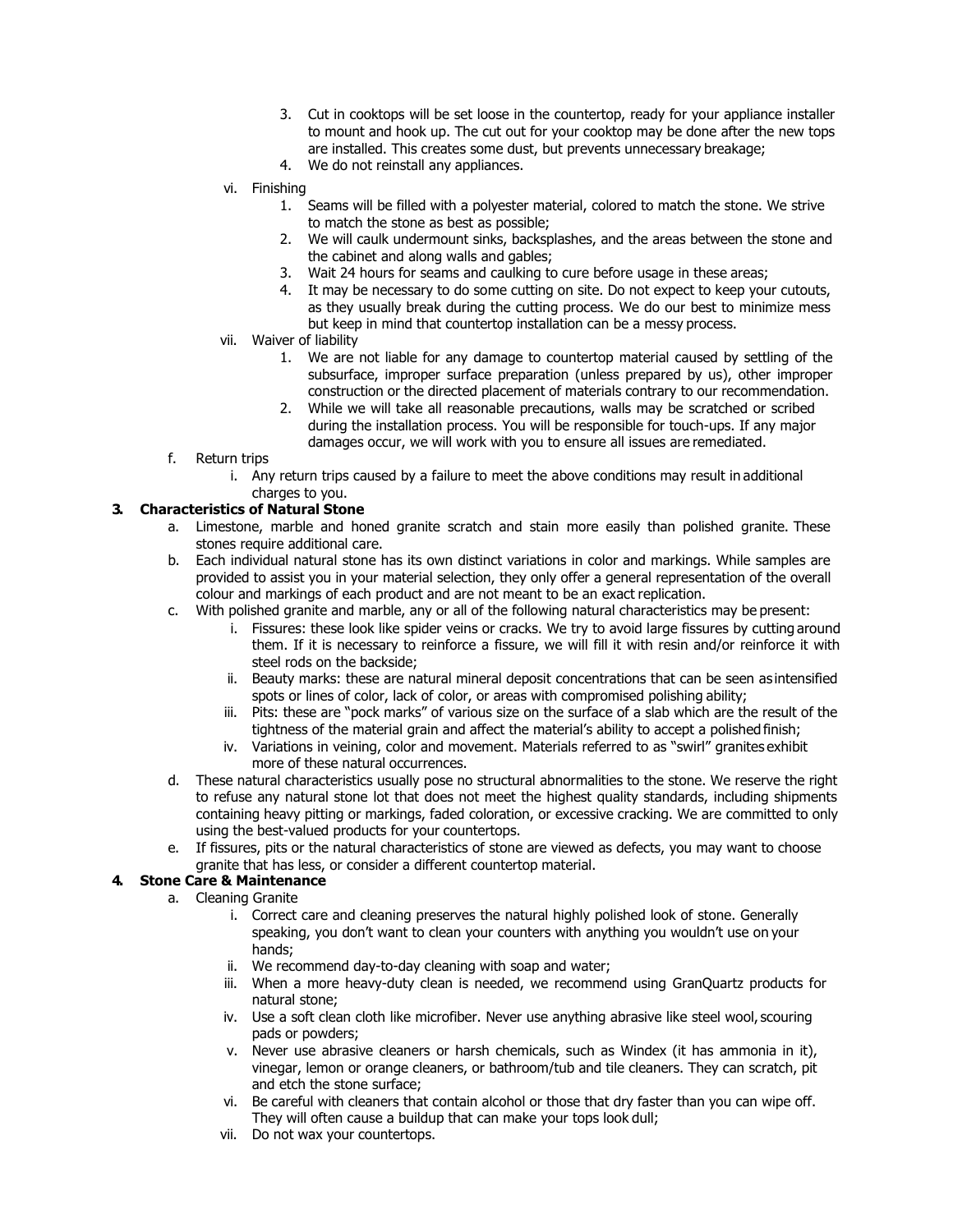3. Cut in cooktops will be set loose in the countertop, ready for your appliance installer to mount and hook up. The cut out for your cooktop may be done after the new tops are installed. This creates some dust, but prevents unnecessary breakage;
4. We do not reinstall any appliances.

vi. Finishing

1. Seams will be filled with a polyester material, colored to match the stone. We strive to match the stone as best as possible;
2. We will caulk undermount sinks, backsplashes, and the areas between the stone and the cabinet and along walls and gables;
3. Wait 24 hours for seams and caulking to cure before usage in these areas;
4. It may be necessary to do some cutting on site. Do not expect to keep your cutouts, as they usually break during the cutting process. We do our best to minimize mess but keep in mind that countertop installation can be a messy process.

vii. Waiver of liability

1. We are not liable for any damage to countertop material caused by settling of the subsurface, improper surface preparation (unless prepared by us), other improper construction or the directed placement of materials contrary to our recommendation.
2. While we will take all reasonable precautions, walls may be scratched or scribed during the installation process. You will be responsible for touch-ups. If any major damages occur, we will work with you to ensure all issues are remediated.

f. Return trips

i. Any return trips caused by a failure to meet the above conditions may result in additional charges to you.

**3. Characteristics of Natural Stone**

a. Limestone, marble and honed granite scratch and stain more easily than polished granite. These stones require additional care.

b. Each individual natural stone has its own distinct variations in color and markings. While samples are provided to assist you in your material selection, they only offer a general representation of the overall colour and markings of each product and are not meant to be an exact replication.

c. With polished granite and marble, any or all of the following natural characteristics may be present:

i. Fissures: these look like spider veins or cracks. We try to avoid large fissures by cutting around them. If it is necessary to reinforce a fissure, we will fill it with resin and/or reinforce it with steel rods on the backside;

ii. Beauty marks: these are natural mineral deposit concentrations that can be seen as intensified spots or lines of color, lack of color, or areas with compromised polishing ability;

iii. Pits: these are "pock marks" of various size on the surface of a slab which are the result of the tightness of the material grain and affect the material's ability to accept a polished finish;

iv. Variations in veining, color and movement. Materials referred to as "swirl" granites exhibit more of these natural occurrences.

d. These natural characteristics usually pose no structural abnormalities to the stone. We reserve the right to refuse any natural stone lot that does not meet the highest quality standards, including shipments containing heavy pitting or markings, faded coloration, or excessive cracking. We are committed to only using the best-valued products for your countertops.

e. If fissures, pits or the natural characteristics of stone are viewed as defects, you may want to choose granite that has less, or consider a different countertop material.

**4. Stone Care & Maintenance**

a. Cleaning Granite

i. Correct care and cleaning preserves the natural highly polished look of stone. Generally speaking, you don't want to clean your counters with anything you wouldn't use on your hands;

ii. We recommend day-to-day cleaning with soap and water;

iii. When a more heavy-duty clean is needed, we recommend using GranQuartz products for natural stone;

iv. Use a soft clean cloth like microfiber. Never use anything abrasive like steel wool, scouring pads or powders;

v. Never use abrasive cleaners or harsh chemicals, such as Windex (it has ammonia in it), vinegar, lemon or orange cleaners, or bathroom/tub and tile cleaners. They can scratch, pit and etch the stone surface;

vi. Be careful with cleaners that contain alcohol or those that dry faster than you can wipe off. They will often cause a buildup that can make your tops look dull;

vii. Do not wax your countertops.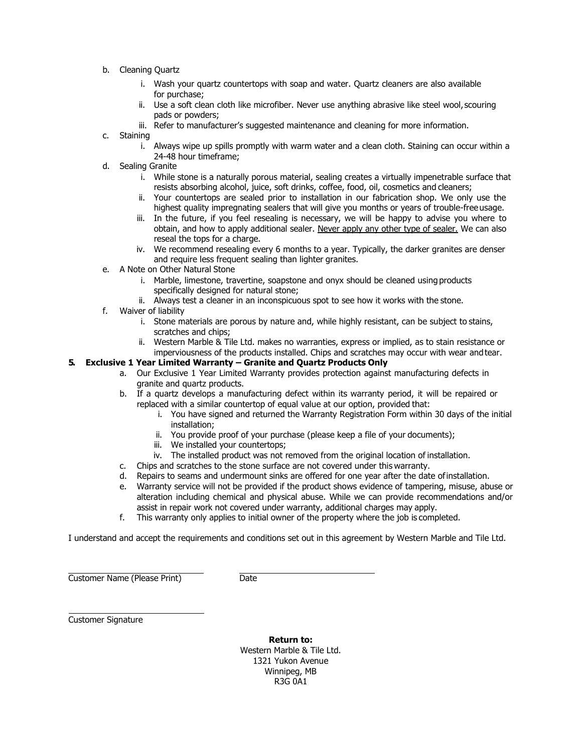b. Cleaning Quartz
   i. Wash your quartz countertops with soap and water. Quartz cleaners are also available for purchase;
   ii. Use a soft clean cloth like microfiber. Never use anything abrasive like steel wool, scouring pads or powders;
   iii. Refer to manufacturer's suggested maintenance and cleaning for more information.
c. Staining
   i. Always wipe up spills promptly with warm water and a clean cloth. Staining can occur within a 24-48 hour timeframe;
d. Sealing Granite
   i. While stone is a naturally porous material, sealing creates a virtually impenetrable surface that resists absorbing alcohol, juice, soft drinks, coffee, food, oil, cosmetics and cleaners;
   ii. Your countertops are sealed prior to installation in our fabrication shop. We only use the highest quality impregnating sealers that will give you months or years of trouble-free usage.
   iii. In the future, if you feel resealing is necessary, we will be happy to advise you where to obtain, and how to apply additional sealer. <u>Never apply any other type of sealer.</u> We can also reseal the tops for a charge.
   iv. We recommend resealing every 6 months to a year. Typically, the darker granites are denser and require less frequent sealing than lighter granites.
e. A Note on Other Natural Stone
   i. Marble, limestone, travertine, soapstone and onyx should be cleaned using products specifically designed for natural stone;
   ii. Always test a cleaner in an inconspicuous spot to see how it works with the stone.
f. Waiver of liability
   i. Stone materials are porous by nature and, while highly resistant, can be subject to stains, scratches and chips;
   ii. Western Marble & Tile Ltd. makes no warranties, express or implied, as to stain resistance or imperviousness of the products installed. Chips and scratches may occur with wear and tear.

**5. Exclusive 1 Year Limited Warranty – Granite and Quartz Products Only**

a. Our Exclusive 1 Year Limited Warranty provides protection against manufacturing defects in granite and quartz products.
b. If a quartz develops a manufacturing defect within its warranty period, it will be repaired or replaced with a similar countertop of equal value at our option, provided that:
   i. You have signed and returned the Warranty Registration Form within 30 days of the initial installation;
   ii. You provide proof of your purchase (please keep a file of your documents);
   iii. We installed your countertops;
   iv. The installed product was not removed from the original location of installation.
c. Chips and scratches to the stone surface are not covered under this warranty.
d. Repairs to seams and undermount sinks are offered for one year after the date of installation.
e. Warranty service will not be provided if the product shows evidence of tampering, misuse, abuse or alteration including chemical and physical abuse. While we can provide recommendations and/or assist in repair work not covered under warranty, additional charges may apply.
f. This warranty only applies to initial owner of the property where the job is completed.

I understand and accept the requirements and conditions set out in this agreement by Western Marble and Tile Ltd.

Customer Name (Please Print) ______________________ Date ______________________

Customer Signature ______________________

**Return to:**
Western Marble & Tile Ltd.
1321 Yukon Avenue
Winnipeg, MB
R3G 0A1